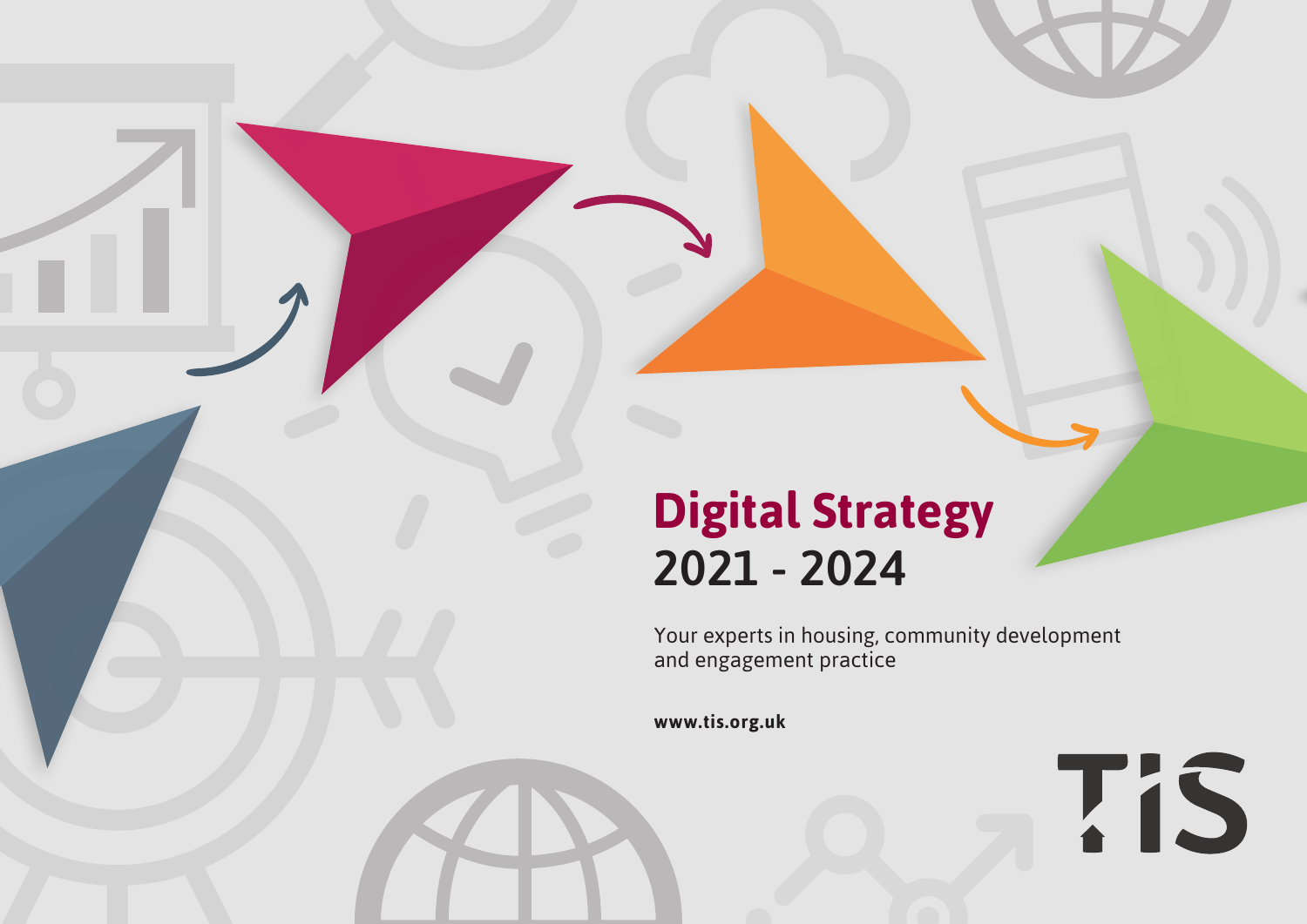# Digital Strategy
## 2021 - 2024

Your experts in housing, community development and engagement practice

**www.tis.org.uk**

TIS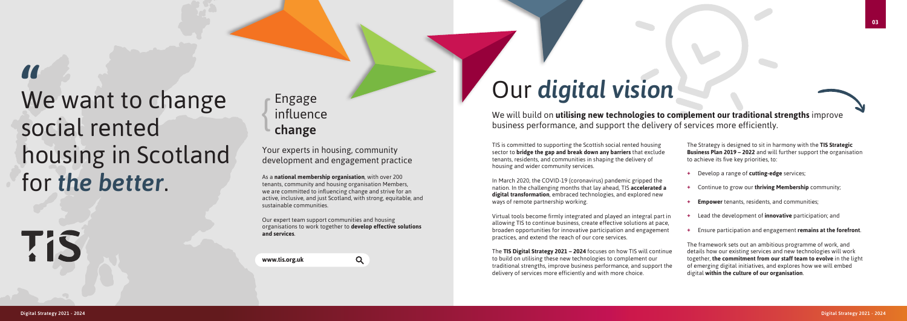"

# We want to change social rented housing in Scotland for ***the better***.

TIS

Engage
influence
**change**

Your experts in housing, community development and engagement practice

As a **national membership organisation**, with over 200 tenants, community and housing organisation Members, we are committed to influencing change and strive for an active, inclusive, and just Scotland, with strong, equitable, and sustainable communities.

Our expert team support communities and housing organisations to work together to **develop effective solutions and services**.

**www.tis.org.uk**

# Our ***digital vision***

We will build on **utilising new technologies to complement our traditional strengths** improve business performance, and support the delivery of services more efficiently.

TIS is committed to supporting the Scottish social rented housing sector to **bridge the gap and break down any barriers** that exclude tenants, residents, and communities in shaping the delivery of housing and wider community services.

In March 2020, the COVID-19 (coronavirus) pandemic gripped the nation. In the challenging months that lay ahead, TIS **accelerated a digital transformation**, embraced technologies, and explored new ways of remote partnership working.

Virtual tools become firmly integrated and played an integral part in allowing TIS to continue business, create effective solutions at pace, broaden opportunities for innovative participation and engagement practices, and extend the reach of our core services.

The **TIS Digital Strategy 2021 – 2024** focuses on how TIS will continue to build on utilising these new technologies to complement our traditional strengths, improve business performance, and support the delivery of services more efficiently and with more choice.

The Strategy is designed to sit in harmony with the **TIS Strategic Business Plan 2019 – 2022** and will further support the organisation to achieve its five key priorities, to:

+ Develop a range of **cutting-edge** services;
+ Continue to grow our **thriving Membership** community;
+ **Empower** tenants, residents, and communities;
+ Lead the development of **innovative** participation; and
+ Ensure participation and engagement **remains at the forefront**.

The framework sets out an ambitious programme of work, and details how our existing services and new technologies will work together, **the commitment from our staff team to evolve** in the light of emerging digital initiatives, and explores how we will embed digital **within the culture of our organisation**.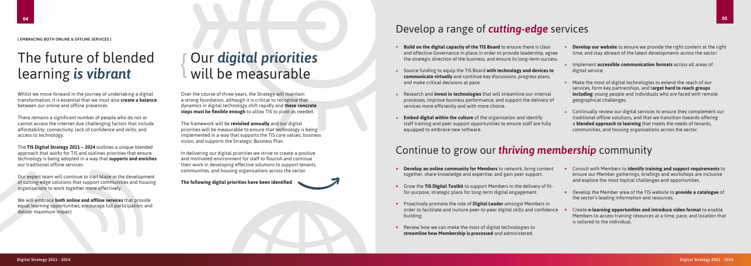[ EMBRACING BOTH ONLINE & OFFLINE SERVICES ]

# The future of blended learning *is vibrant*

Whilst we move forward in the journey of undertaking a digital transformation, it is essential that we must also **create a balance** between our online and offline presences.

There remains a significant number of people who do not or cannot access the internet due challenging factors that include affordability; connectivity; lack of confidence and skills; and access to technology.

The **TIS Digital Strategy 2021 – 2024** outlines a unique blended approach that works for TIS and outlines priorities that ensure technology is being adopted in a way that **supports and enriches** our traditional offline services.

Our expert team will continue to trail blaze in the development of cutting-edge solutions that support communities and housing organisations to work together more effectively.

We will embrace **both online and offline services** that provide equal learning opportunities; encourage full participation; and deliver maximum impact.

# Our *digital priorities* will be measurable

Over the course of three-years, the Strategy will maintain a strong foundation, although it is critical to recognise that dynamics in digital technology shift rapidly and **these concrete steps must be flexible enough** to allow TIS to pivot as needed.

The framework will be **revisited annually** and our digital priorities will be measurable to ensure that technology is being implemented in a way that supports the TIS core values, business vision, and supports the Strategic Business Plan.

In delivering our digital priorities we strive to create a positive and motivated environment for staff to flourish and continue their work in developing effective solutions to support tenants, communities, and housing organisations across the sector.

**The following digital priorities have been identified**.

## Develop a range of *cutting-edge* services

- **Build on the digital capacity of the TIS Board** to ensure there is clear and effective Governance in place in order to provide leadership, agree the strategic direction of the business, and ensure its long-term success.
- Source funding to equip the TIS Board **with technology and devices to communicate virtually** and continue key discussions, progress plans, and make critical decisions at pace.
- Research and **invest in technologies** that will streamline our internal processes, improve business performance, and support the delivery of services more efficiently and with more choice.
- **Embed digital within the culture** of the organisation and identify staff training and peer support opportunities to ensure staff are fully equipped to embrace new software.
- **Develop our website** to ensure we provide the right content at the right time, and stay abreast of the latest developments across the sector.
- Implement **accessible communication formats** across all areas of digital service.
- Make the most of digital technologies to extend the reach of our services, form key partnerships, and t**arget hard to reach groups including**: young people and individuals who are faced with remote geographical challenges.
- Continually review our digital services to ensure they complement our traditional offline solutions, and that we transition towards offering a **blended approach to learning** that meets the needs of tenants, communities, and housing organisations across the sector.

## Continue to grow our *thriving membership* community

- **Develop an online community for Members** to network, bring content together, share knowledge and expertise, and gain peer support.
- Grow the **TIS Digital Toolkit** to support Members in the delivery of fit-for-purpose, strategic plans for long-term digital engagement.
- Proactively promote the role of **Digital Leader** amongst Members in order to facilitate and nurture peer-to-peer digital skills and confidence building.
- Review how we can make the most of digital technologies to **streamline how Membership is processed** and administered.
- Consult with Members to **identify training and support requirements** to ensure our Member gatherings, briefings and workshops are inclusive and explore the most topical challenges and opportunities.
- Develop the Member area of the TIS website to **provide a catalogue** of the sector's leading information and resources.
- Create **e-learning opportunities and introduce video format** to enable Members to access training resources at a time, pace, and location that is tailored to the individual.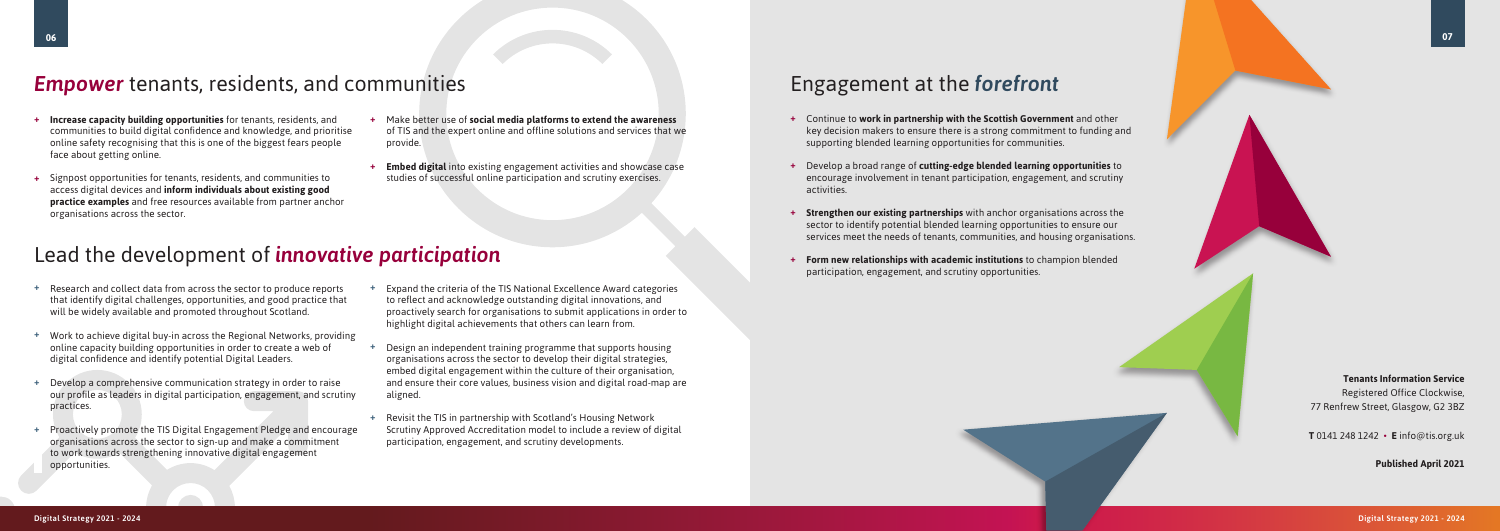## *Empower* tenants, residents, and communities

- **Increase capacity building opportunities** for tenants, residents, and communities to build digital confidence and knowledge, and prioritise online safety recognising that this is one of the biggest fears people face about getting online.
- Signpost opportunities for tenants, residents, and communities to access digital devices and **inform individuals about existing good practice examples** and free resources available from partner anchor organisations across the sector.
- Make better use of **social media platforms to extend the awareness** of TIS and the expert online and offline solutions and services that we provide.
- **Embed digital** into existing engagement activities and showcase case studies of successful online participation and scrutiny exercises.

## Lead the development of *innovative participation*

- Research and collect data from across the sector to produce reports that identify digital challenges, opportunities, and good practice that will be widely available and promoted throughout Scotland.
- Work to achieve digital buy-in across the Regional Networks, providing online capacity building opportunities in order to create a web of digital confidence and identify potential Digital Leaders.
- Develop a comprehensive communication strategy in order to raise our profile as leaders in digital participation, engagement, and scrutiny practices.
- Proactively promote the TIS Digital Engagement Pledge and encourage organisations across the sector to sign-up and make a commitment to work towards strengthening innovative digital engagement opportunities.
- Expand the criteria of the TIS National Excellence Award categories to reflect and acknowledge outstanding digital innovations, and proactively search for organisations to submit applications in order to highlight digital achievements that others can learn from.
- Design an independent training programme that supports housing organisations across the sector to develop their digital strategies, embed digital engagement within the culture of their organisation, and ensure their core values, business vision and digital road-map are aligned.
- Revisit the TIS in partnership with Scotland's Housing Network Scrutiny Approved Accreditation model to include a review of digital participation, engagement, and scrutiny developments.

## Engagement at the *forefront*

- Continue to **work in partnership with the Scottish Government** and other key decision makers to ensure there is a strong commitment to funding and supporting blended learning opportunities for communities.
- Develop a broad range of **cutting-edge blended learning opportunities** to encourage involvement in tenant participation, engagement, and scrutiny activities.
- **Strengthen our existing partnerships** with anchor organisations across the sector to identify potential blended learning opportunities to ensure our services meet the needs of tenants, communities, and housing organisations.
- **Form new relationships with academic institutions** to champion blended participation, engagement, and scrutiny opportunities.

**Tenants Information Service**
Registered Office Clockwise,
77 Renfrew Street, Glasgow, G2 3BZ

**T** 0141 248 1242 • **E** info@tis.org.uk

**Published April 2021**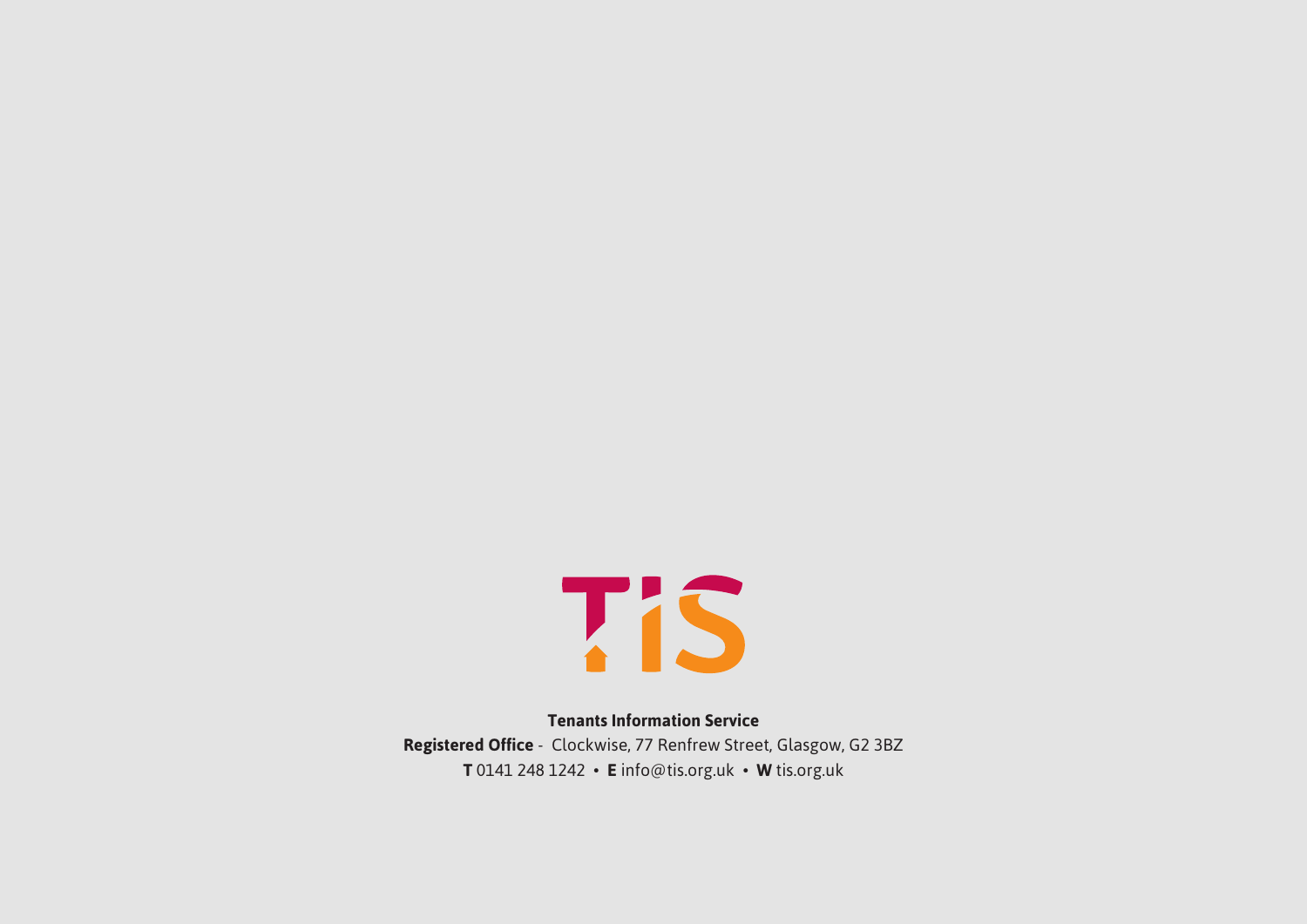TIS

**Tenants Information Service**

**Registered Office** - Clockwise, 77 Renfrew Street, Glasgow, G2 3BZ

**T** 0141 248 1242 • **E** info@tis.org.uk • **W** tis.org.uk